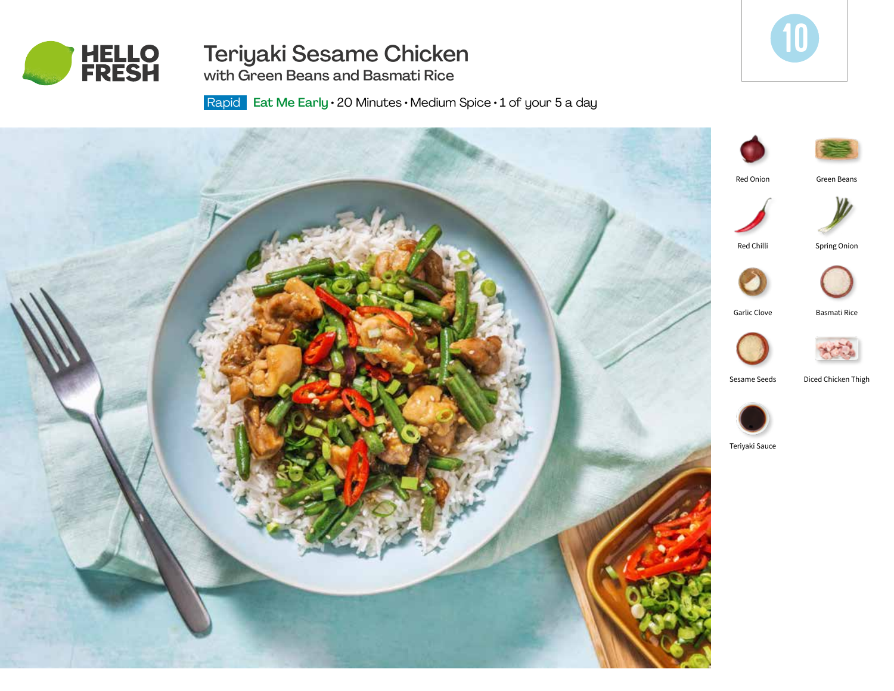HELLO FRESH

# Teriyaki Sesame Chicken

## with Green Beans and Basmati Rice

Rapid Eat Me Early • 20 Minutes • Medium Spice • 1 of your 5 a day

10

- Red Onion
- Green Beans
- Red Chilli
- Spring Onion
- Garlic Clove
- Basmati Rice
- Sesame Seeds
- Diced Chicken Thigh
- Teriyaki Sauce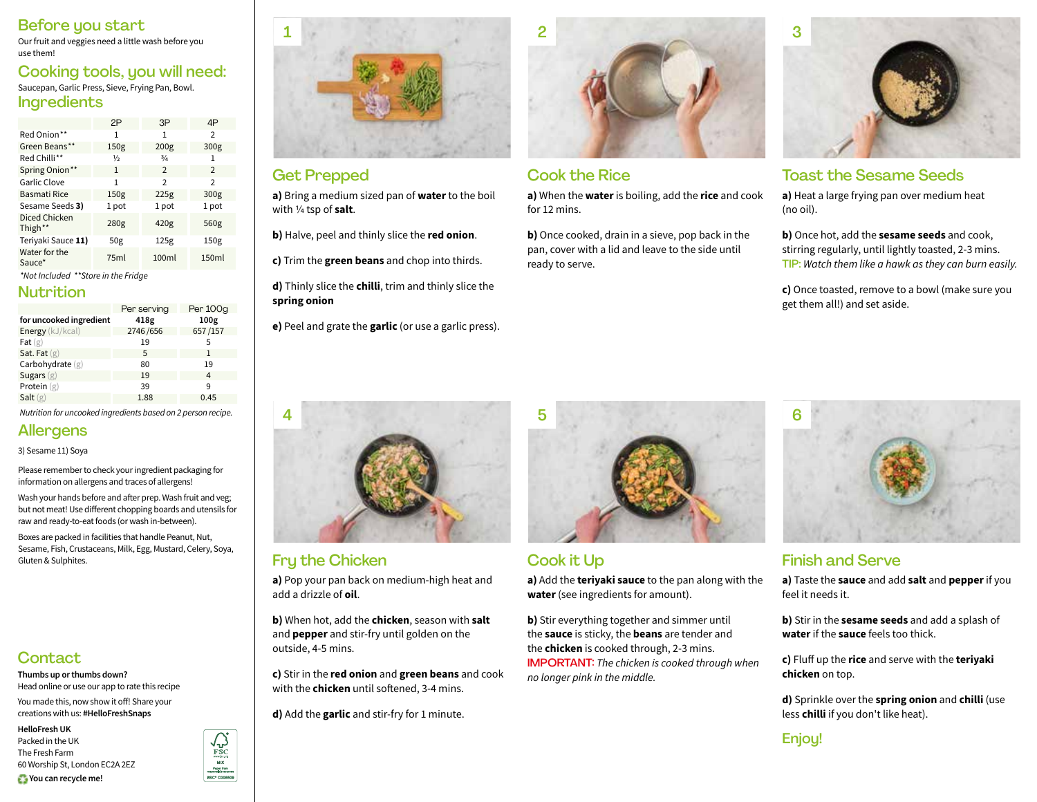## Before you start

Our fruit and veggies need a little wash before you use them!

## Cooking tools, you will need:

Saucepan, Garlic Press, Sieve, Frying Pan, Bowl.

## Ingredients

| | 2P | 3P | 4P |
|---|---|---|---|
| Red Onion** | 1 | 1 | 2 |
| Green Beans** | 150g | 200g | 300g |
| Red Chilli** | ½ | ¾ | 1 |
| Spring Onion** | 1 | 2 | 2 |
| Garlic Clove | 1 | 2 | 2 |
| Basmati Rice | 150g | 225g | 300g |
| Sesame Seeds **3)** | 1 pot | 1 pot | 1 pot |
| Diced Chicken Thigh** | 280g | 420g | 560g |
| Teriyaki Sauce **11)** | 50g | 125g | 150g |
| Water for the Sauce* | 75ml | 100ml | 150ml |

*\*Not Included \*\*Store in the Fridge*

## Nutrition

| | Per serving | Per 100g |
|---|---|---|
| **for uncooked ingredient** | **418g** | **100g** |
| Energy (kJ/kcal) | 2746 /656 | 657 /157 |
| Fat (g) | 19 | 5 |
| Sat. Fat (g) | 5 | 1 |
| Carbohydrate (g) | 80 | 19 |
| Sugars (g) | 19 | 4 |
| Protein (g) | 39 | 9 |
| Salt (g) | 1.88 | 0.45 |

*Nutrition for uncooked ingredients based on 2 person recipe.*

## Allergens

3) Sesame 11) Soya

Please remember to check your ingredient packaging for information on allergens and traces of allergens!

Wash your hands before and after prep. Wash fruit and veg; but not meat! Use different chopping boards and utensils for raw and ready-to-eat foods (or wash in-between).

Boxes are packed in facilities that handle Peanut, Nut, Sesame, Fish, Crustaceans, Milk, Egg, Mustard, Celery, Soya, Gluten & Sulphites.

## Contact

**Thumbs up or thumbs down?**
Head online or use our app to rate this recipe

You made this, now show it off! Share your creations with us: **#HelloFreshSnaps**

**HelloFresh UK**
Packed in the UK
The Fresh Farm
60 Worship St, London EC2A 2EZ

**You can recycle me!**

## 1 Get Prepped

**a)** Bring a medium sized pan of **water** to the boil with ¼ tsp of **salt**.

**b)** Halve, peel and thinly slice the **red onion**.

**c)** Trim the **green beans** and chop into thirds.

**d)** Thinly slice the **chilli**, trim and thinly slice the **spring onion**

**e)** Peel and grate the **garlic** (or use a garlic press).

## 2 Cook the Rice

**a)** When the **water** is boiling, add the **rice** and cook for 12 mins.

**b)** Once cooked, drain in a sieve, pop back in the pan, cover with a lid and leave to the side until ready to serve.

## 3 Toast the Sesame Seeds

**a)** Heat a large frying pan over medium heat (no oil).

**b)** Once hot, add the **sesame seeds** and cook, stirring regularly, until lightly toasted, 2-3 mins.
TIP: *Watch them like a hawk as they can burn easily.*

**c)** Once toasted, remove to a bowl (make sure you get them all!) and set aside.

## 4 Fry the Chicken

**a)** Pop your pan back on medium-high heat and add a drizzle of **oil**.

**b)** When hot, add the **chicken**, season with **salt** and **pepper** and stir-fry until golden on the outside, 4-5 mins.

**c)** Stir in the **red onion** and **green beans** and cook with the **chicken** until softened, 3-4 mins.

**d)** Add the **garlic** and stir-fry for 1 minute.

## 5 Cook it Up

**a)** Add the **teriyaki sauce** to the pan along with the **water** (see ingredients for amount).

**b)** Stir everything together and simmer until the **sauce** is sticky, the **beans** are tender and the **chicken** is cooked through, 2-3 mins.
IMPORTANT: *The chicken is cooked through when no longer pink in the middle.*

## 6 Finish and Serve

**a)** Taste the **sauce** and add **salt** and **pepper** if you feel it needs it.

**b)** Stir in the **sesame seeds** and add a splash of **water** if the **sauce** feels too thick.

**c)** Fluff up the **rice** and serve with the **teriyaki chicken** on top.

**d)** Sprinkle over the **spring onion** and **chilli** (use less **chilli** if you don't like heat).

**Enjoy!**